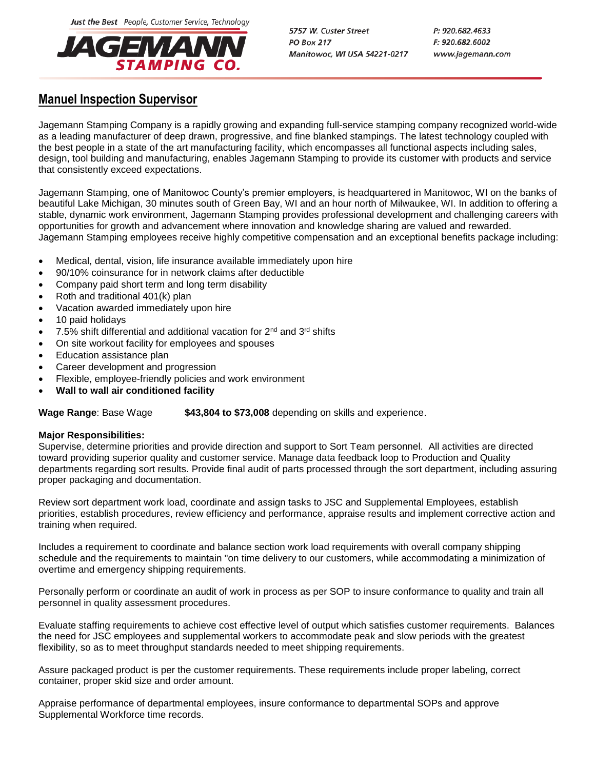Just the Best People, Customer Service, Technology

**JAGEMANN STAMPING CO.**

5757 W. Custer Street
PO Box 217
Manitowoc, WI USA 54221-0217

P: 920.682.4633
F: 920.682.6002
www.jagemann.com

# Manuel Inspection Supervisor

Jagemann Stamping Company is a rapidly growing and expanding full-service stamping company recognized world-wide as a leading manufacturer of deep drawn, progressive, and fine blanked stampings. The latest technology coupled with the best people in a state of the art manufacturing facility, which encompasses all functional aspects including sales, design, tool building and manufacturing, enables Jagemann Stamping to provide its customer with products and service that consistently exceed expectations.

Jagemann Stamping, one of Manitowoc County's premier employers, is headquartered in Manitowoc, WI on the banks of beautiful Lake Michigan, 30 minutes south of Green Bay, WI and an hour north of Milwaukee, WI. In addition to offering a stable, dynamic work environment, Jagemann Stamping provides professional development and challenging careers with opportunities for growth and advancement where innovation and knowledge sharing are valued and rewarded. Jagemann Stamping employees receive highly competitive compensation and an exceptional benefits package including:

- Medical, dental, vision, life insurance available immediately upon hire
- 90/10% coinsurance for in network claims after deductible
- Company paid short term and long term disability
- Roth and traditional 401(k) plan
- Vacation awarded immediately upon hire
- 10 paid holidays
- 7.5% shift differential and additional vacation for 2nd and 3rd shifts
- On site workout facility for employees and spouses
- Education assistance plan
- Career development and progression
- Flexible, employee-friendly policies and work environment
- **Wall to wall air conditioned facility**

**Wage Range**: Base Wage **$43,804 to $73,008** depending on skills and experience.

**Major Responsibilities:**
Supervise, determine priorities and provide direction and support to Sort Team personnel. All activities are directed toward providing superior quality and customer service. Manage data feedback loop to Production and Quality departments regarding sort results. Provide final audit of parts processed through the sort department, including assuring proper packaging and documentation.

Review sort department work load, coordinate and assign tasks to JSC and Supplemental Employees, establish priorities, establish procedures, review efficiency and performance, appraise results and implement corrective action and training when required.

Includes a requirement to coordinate and balance section work load requirements with overall company shipping schedule and the requirements to maintain "on time delivery to our customers, while accommodating a minimization of overtime and emergency shipping requirements.

Personally perform or coordinate an audit of work in process as per SOP to insure conformance to quality and train all personnel in quality assessment procedures.

Evaluate staffing requirements to achieve cost effective level of output which satisfies customer requirements. Balances the need for JSC employees and supplemental workers to accommodate peak and slow periods with the greatest flexibility, so as to meet throughput standards needed to meet shipping requirements.

Assure packaged product is per the customer requirements. These requirements include proper labeling, correct container, proper skid size and order amount.

Appraise performance of departmental employees, insure conformance to departmental SOPs and approve Supplemental Workforce time records.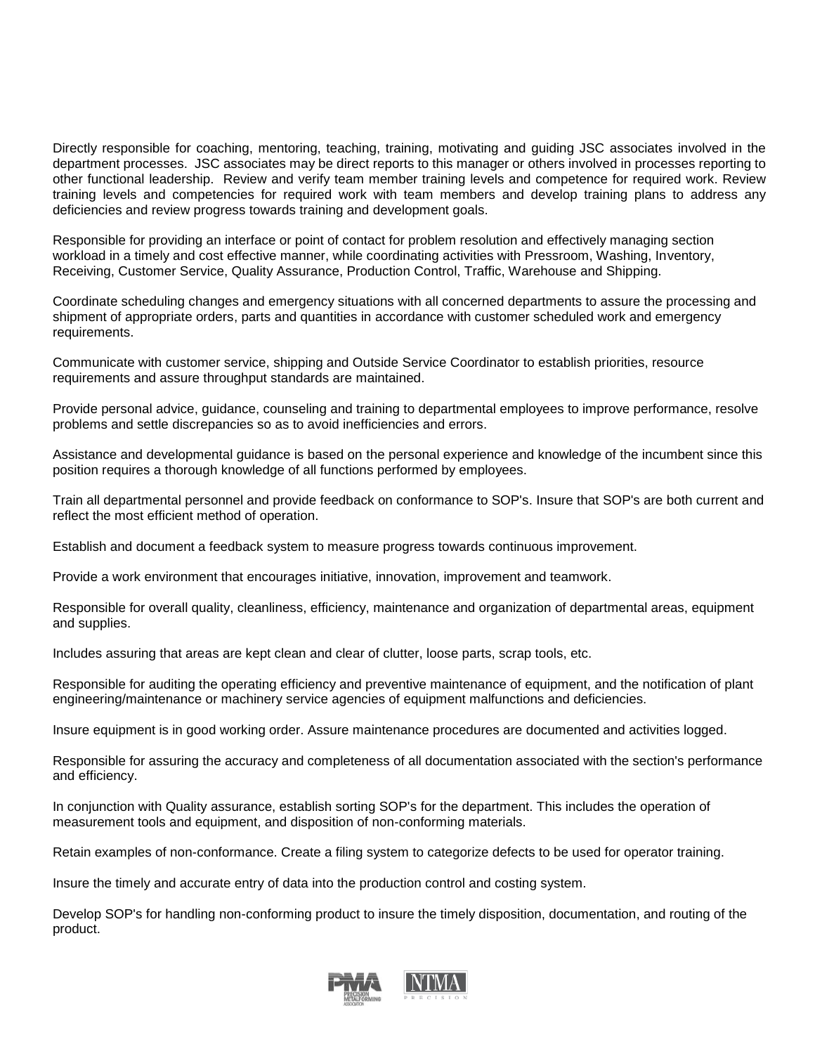Directly responsible for coaching, mentoring, teaching, training, motivating and guiding JSC associates involved in the department processes. JSC associates may be direct reports to this manager or others involved in processes reporting to other functional leadership. Review and verify team member training levels and competence for required work. Review training levels and competencies for required work with team members and develop training plans to address any deficiencies and review progress towards training and development goals.

Responsible for providing an interface or point of contact for problem resolution and effectively managing section workload in a timely and cost effective manner, while coordinating activities with Pressroom, Washing, Inventory, Receiving, Customer Service, Quality Assurance, Production Control, Traffic, Warehouse and Shipping.

Coordinate scheduling changes and emergency situations with all concerned departments to assure the processing and shipment of appropriate orders, parts and quantities in accordance with customer scheduled work and emergency requirements.

Communicate with customer service, shipping and Outside Service Coordinator to establish priorities, resource requirements and assure throughput standards are maintained.

Provide personal advice, guidance, counseling and training to departmental employees to improve performance, resolve problems and settle discrepancies so as to avoid inefficiencies and errors.

Assistance and developmental guidance is based on the personal experience and knowledge of the incumbent since this position requires a thorough knowledge of all functions performed by employees.

Train all departmental personnel and provide feedback on conformance to SOP's. Insure that SOP's are both current and reflect the most efficient method of operation.

Establish and document a feedback system to measure progress towards continuous improvement.

Provide a work environment that encourages initiative, innovation, improvement and teamwork.

Responsible for overall quality, cleanliness, efficiency, maintenance and organization of departmental areas, equipment and supplies.

Includes assuring that areas are kept clean and clear of clutter, loose parts, scrap tools, etc.

Responsible for auditing the operating efficiency and preventive maintenance of equipment, and the notification of plant engineering/maintenance or machinery service agencies of equipment malfunctions and deficiencies.

Insure equipment is in good working order. Assure maintenance procedures are documented and activities logged.

Responsible for assuring the accuracy and completeness of all documentation associated with the section's performance and efficiency.

In conjunction with Quality assurance, establish sorting SOP's for the department. This includes the operation of measurement tools and equipment, and disposition of non-conforming materials.

Retain examples of non-conformance. Create a filing system to categorize defects to be used for operator training.

Insure the timely and accurate entry of data into the production control and costing system.

Develop SOP's for handling non-conforming product to insure the timely disposition, documentation, and routing of the product.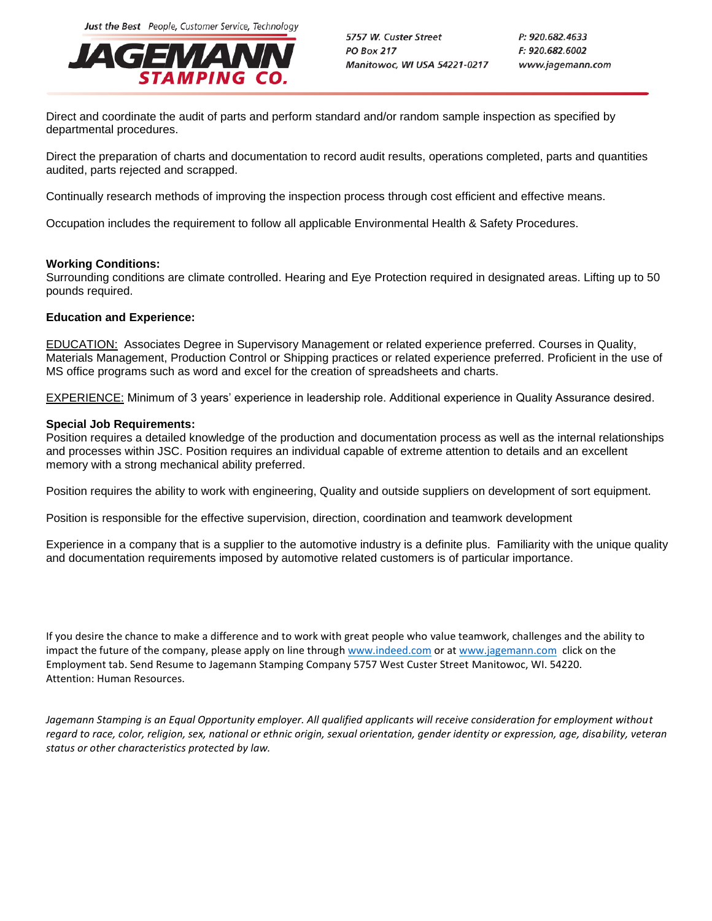Direct and coordinate the audit of parts and perform standard and/or random sample inspection as specified by departmental procedures.

Direct the preparation of charts and documentation to record audit results, operations completed, parts and quantities audited, parts rejected and scrapped.

Continually research methods of improving the inspection process through cost efficient and effective means.

Occupation includes the requirement to follow all applicable Environmental Health & Safety Procedures.

**Working Conditions:**
Surrounding conditions are climate controlled. Hearing and Eye Protection required in designated areas. Lifting up to 50 pounds required.

**Education and Experience:**

EDUCATION: Associates Degree in Supervisory Management or related experience preferred. Courses in Quality, Materials Management, Production Control or Shipping practices or related experience preferred. Proficient in the use of MS office programs such as word and excel for the creation of spreadsheets and charts.

EXPERIENCE: Minimum of 3 years' experience in leadership role. Additional experience in Quality Assurance desired.

**Special Job Requirements:**
Position requires a detailed knowledge of the production and documentation process as well as the internal relationships and processes within JSC. Position requires an individual capable of extreme attention to details and an excellent memory with a strong mechanical ability preferred.

Position requires the ability to work with engineering, Quality and outside suppliers on development of sort equipment.

Position is responsible for the effective supervision, direction, coordination and teamwork development

Experience in a company that is a supplier to the automotive industry is a definite plus. Familiarity with the unique quality and documentation requirements imposed by automotive related customers is of particular importance.

If you desire the chance to make a difference and to work with great people who value teamwork, challenges and the ability to impact the future of the company, please apply on line through www.indeed.com or at www.jagemann.com click on the Employment tab. Send Resume to Jagemann Stamping Company 5757 West Custer Street Manitowoc, WI. 54220. Attention: Human Resources.

*Jagemann Stamping is an Equal Opportunity employer. All qualified applicants will receive consideration for employment without regard to race, color, religion, sex, national or ethnic origin, sexual orientation, gender identity or expression, age, disability, veteran status or other characteristics protected by law.*